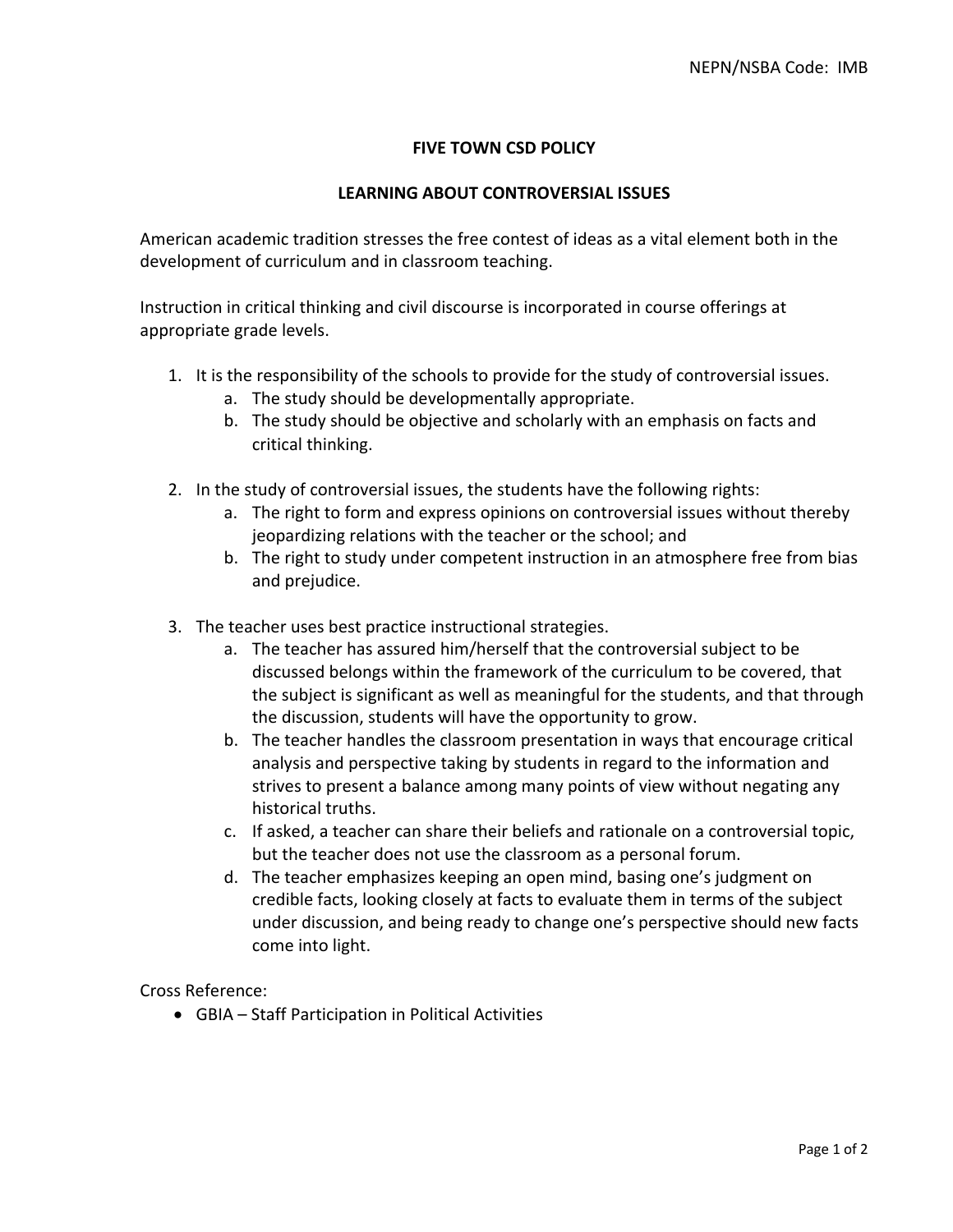NEPN/NSBA Code: IMB

# FIVE TOWN CSD POLICY

## LEARNING ABOUT CONTROVERSIAL ISSUES

American academic tradition stresses the free contest of ideas as a vital element both in the development of curriculum and in classroom teaching.

Instruction in critical thinking and civil discourse is incorporated in course offerings at appropriate grade levels.

1. It is the responsibility of the schools to provide for the study of controversial issues.
    a. The study should be developmentally appropriate.
    b. The study should be objective and scholarly with an emphasis on facts and critical thinking.

2. In the study of controversial issues, the students have the following rights:
    a. The right to form and express opinions on controversial issues without thereby jeopardizing relations with the teacher or the school; and
    b. The right to study under competent instruction in an atmosphere free from bias and prejudice.

3. The teacher uses best practice instructional strategies.
    a. The teacher has assured him/herself that the controversial subject to be discussed belongs within the framework of the curriculum to be covered, that the subject is significant as well as meaningful for the students, and that through the discussion, students will have the opportunity to grow.
    b. The teacher handles the classroom presentation in ways that encourage critical analysis and perspective taking by students in regard to the information and strives to present a balance among many points of view without negating any historical truths.
    c. If asked, a teacher can share their beliefs and rationale on a controversial topic, but the teacher does not use the classroom as a personal forum.
    d. The teacher emphasizes keeping an open mind, basing one's judgment on credible facts, looking closely at facts to evaluate them in terms of the subject under discussion, and being ready to change one's perspective should new facts come into light.

Cross Reference:

- GBIA – Staff Participation in Political Activities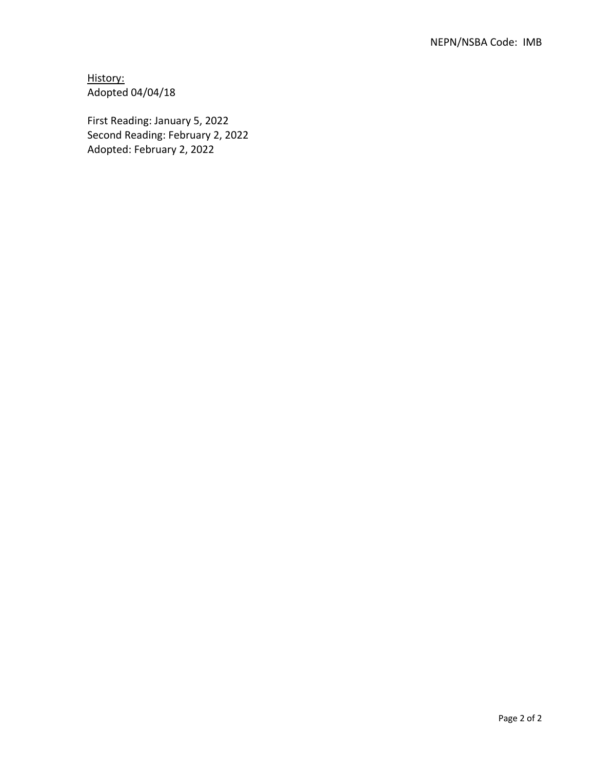History:
Adopted 04/04/18

First Reading: January 5, 2022
Second Reading: February 2, 2022
Adopted: February 2, 2022